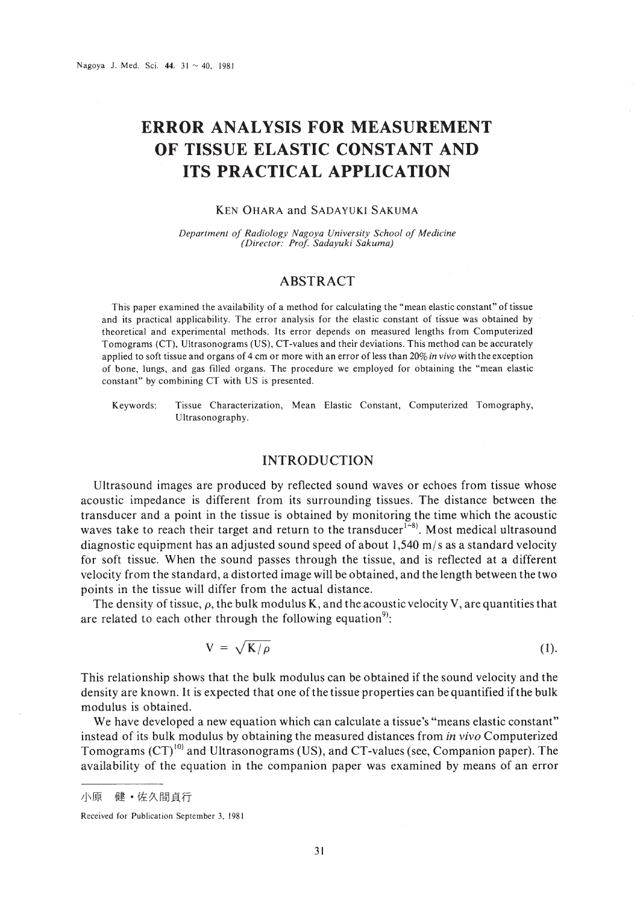# ERROR ANALYSIS FOR MEASUREMENT OF TISSUE ELASTIC CONSTANT AND ITS PRACTICAL APPLICATION

KEN OHARA and SADAYUKI SAKUMA

*Department of Radiology Nagoya University School of Medicine*
*(Director: Prof. Sadayuki Sakuma)*

## ABSTRACT

This paper examined the availability of a method for calculating the "mean elastic constant" of tissue and its practical applicability. The error analysis for the elastic constant of tissue was obtained by theoretical and experimental methods. Its error depends on measured lengths from Computerized Tomograms (CT), Ultrasonograms (US), CT-values and their deviations. This method can be accurately applied to soft tissue and organs of 4 cm or more with an error of less than 20% *in vivo* with the exception of bone, lungs, and gas filled organs. The procedure we employed for obtaining the "mean elastic constant" by combining CT with US is presented.

Keywords: Tissue Characterization, Mean Elastic Constant, Computerized Tomography, Ultrasonography.

## INTRODUCTION

Ultrasound images are produced by reflected sound waves or echoes from tissue whose acoustic impedance is different from its surrounding tissues. The distance between the transducer and a point in the tissue is obtained by monitoring the time which the acoustic waves take to reach their target and return to the transducer[1~8]. Most medical ultrasound diagnostic equipment has an adjusted sound speed of about 1,540 m/s as a standard velocity for soft tissue. When the sound passes through the tissue, and is reflected at a different velocity from the standard, a distorted image will be obtained, and the length between the two points in the tissue will differ from the actual distance.

The density of tissue, $\rho$, the bulk modulus K, and the acoustic velocity V, are quantities that are related to each other through the following equation[9]:

$$V = \sqrt{K/\rho} \quad (1).$$

This relationship shows that the bulk modulus can be obtained if the sound velocity and the density are known. It is expected that one of the tissue properties can be quantified if the bulk modulus is obtained.

We have developed a new equation which can calculate a tissue's "means elastic constant" instead of its bulk modulus by obtaining the measured distances from *in vivo* Computerized Tomograms (CT)[10] and Ultrasonograms (US), and CT-values (see, Companion paper). The availability of the equation in the companion paper was examined by means of an error

---

小原　健・佐久間貞行

Received for Publication September 3, 1981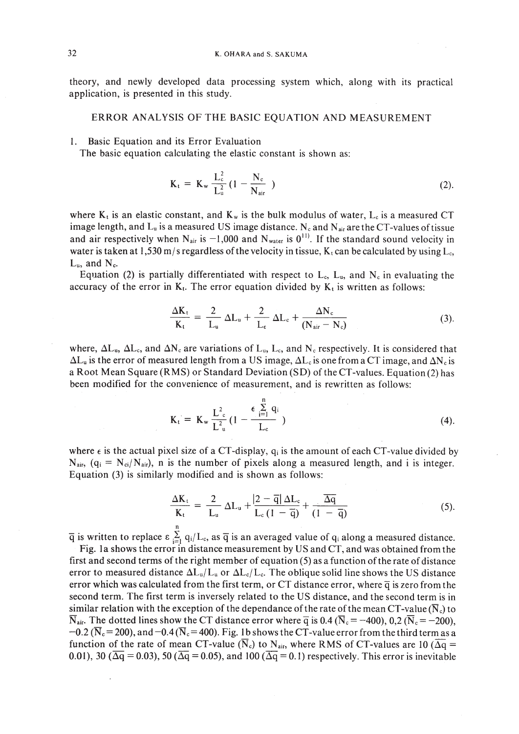theory, and newly developed data processing system which, along with its practical application, is presented in this study.

## ERROR ANALYSIS OF THE BASIC EQUATION AND MEASUREMENT

### 1. Basic Equation and its Error Evaluation

The basic equation calculating the elastic constant is shown as:

$$K_t = K_w \frac{L_c^2}{L_u^2}\left(1 - \frac{N_c}{N_{air}}\right) \tag{2}$$

where $K_t$ is an elastic constant, and $K_w$ is the bulk modulus of water, $L_c$ is a measured CT image length, and $L_u$ is a measured US image distance. $N_c$ and $N_{air}$ are the CT-values of tissue and air respectively when $N_{air}$ is $-1{,}000$ and $N_{water}$ is 0[11]. If the standard sound velocity in water is taken at 1,530 m/s regardless of the velocity in tissue, $K_t$ can be calculated by using $L_c$, $L_u$, and $N_c$.

Equation (2) is partially differentiated with respect to $L_c$, $L_u$, and $N_c$ in evaluating the accuracy of the error in $K_t$. The error equation divided by $K_t$ is written as follows:

$$\frac{\Delta K_t}{K_t} = \frac{2}{L_u}\Delta L_u + \frac{2}{L_c}\Delta L_c + \frac{\Delta N_c}{(N_{air} - N_c)} \tag{3}$$

where, $\Delta L_u$, $\Delta L_c$, and $\Delta N_c$ are variations of $L_u$, $L_c$, and $N_c$ respectively. It is considered that $\Delta L_u$ is the error of measured length from a US image, $\Delta L_c$ is one from a CT image, and $\Delta N_c$ is a Root Mean Square (RMS) or Standard Deviation (SD) of the CT-values. Equation (2) has been modified for the convenience of measurement, and is rewritten as follows:

$$K_t = K_w \frac{L_c^2}{L_u^2}\left(1 - \frac{\epsilon \sum_{i=1}^{n} q_i}{L_c}\right) \tag{4}$$

where $\epsilon$ is the actual pixel size of a CT-display, $q_i$ is the amount of each CT-value divided by $N_{air}$, ($q_i = N_{ci}/N_{air}$), n is the number of pixels along a measured length, and i is integer. Equation (3) is similarly modified and is shown as follows:

$$\frac{\Delta K_t}{K_t} = \frac{2}{L_u}\Delta L_u + \frac{|2 - \overline{q}|\,\Delta L_c}{L_c(1 - \overline{q})} + \frac{\overline{\Delta q}}{(1 - \overline{q})} \tag{5}$$

$\overline{q}$ is written to replace $\epsilon \sum_{i=1}^{n} q_i/L_c$, as $\overline{q}$ is an averaged value of $q_i$ along a measured distance.

Fig. 1a shows the error in distance measurement by US and CT, and was obtained from the first and second terms of the right member of equation (5) as a function of the rate of distance error to measured distance $\Delta L_u/L_u$ or $\Delta L_c/L_c$. The oblique solid line shows the US distance error which was calculated from the first term, or CT distance error, where $\overline{q}$ is zero from the second term. The first term is inversely related to the US distance, and the second term is in similar relation with the exception of the dependance of the rate of the mean CT-value ($\overline{N}_c$) to $\overline{N}_{air}$. The dotted lines show the CT distance error where $\overline{q}$ is 0.4 ($\overline{N}_c = -400$), 0,2 ($\overline{N}_c = -200$), $-0.2$ ($\overline{N}_c = 200$), and $-0.4$ ($\overline{N}_c = 400$). Fig. 1b shows the CT-value error from the third term as a function of the rate of mean CT-value ($\overline{N}_c$) to $N_{air}$, where RMS of CT-values are 10 ($\overline{\Delta q} = 0.01$), 30 ($\overline{\Delta q} = 0.03$), 50 ($\overline{\Delta q} = 0.05$), and 100 ($\overline{\Delta q} = 0.1$) respectively. This error is inevitable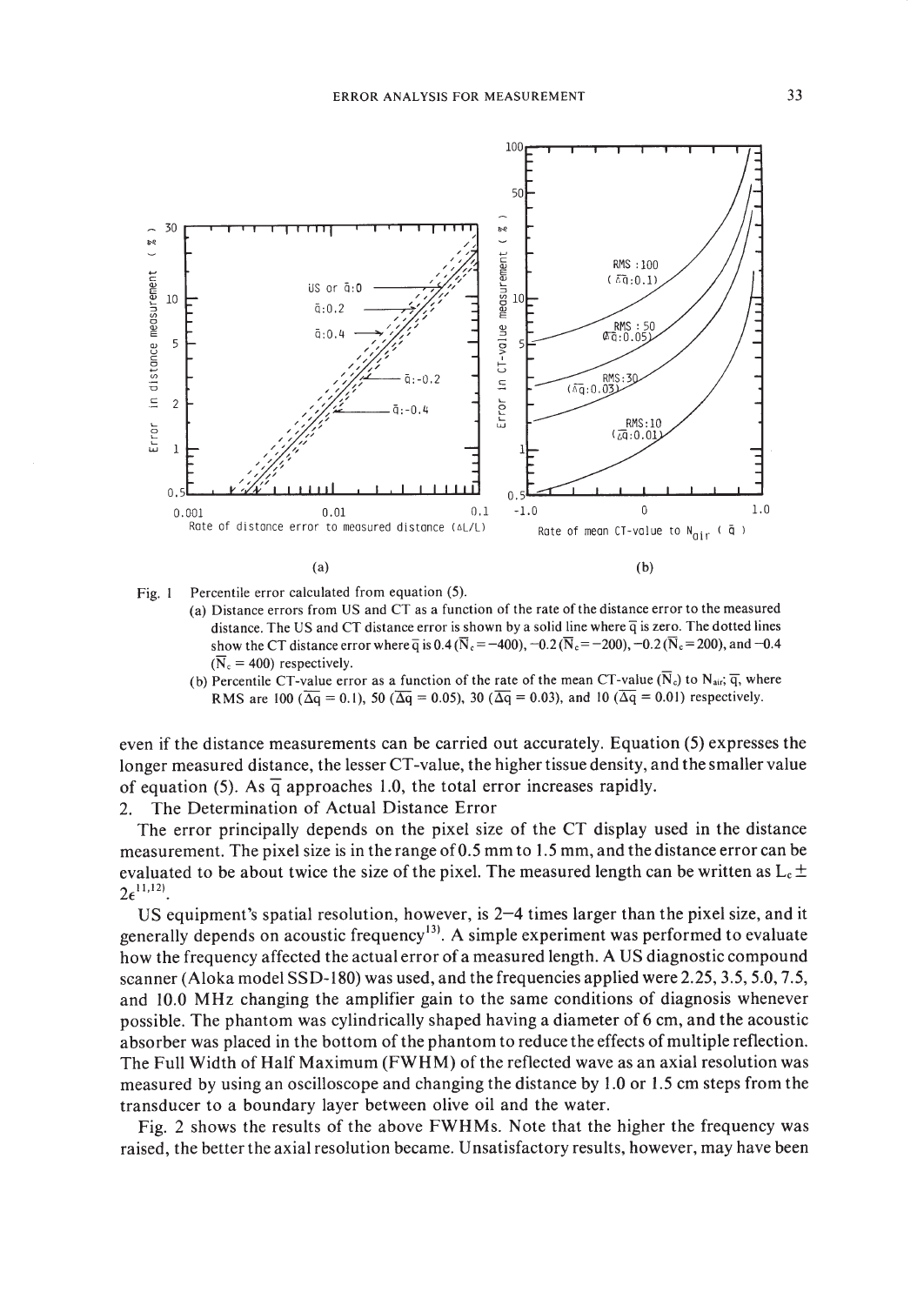Fig. 1 Percentile error calculated from equation (5).

(a) Distance errors from US and CT as a function of the rate of the distance error to the measured distance. The US and CT distance error is shown by a solid line where $\overline{q}$ is zero. The dotted lines show the CT distance error where $\overline{q}$ is 0.4 ($\overline{N}_c = -400$), $-0.2$ ($\overline{N}_c = -200$), $-0.2$ ($\overline{N}_c = 200$), and $-0.4$ ($\overline{N}_c = 400$) respectively.

(b) Percentile CT-value error as a function of the rate of the mean CT-value ($\overline{N}_c$) to $N_{air}$; $\overline{q}$, where RMS are 100 ($\overline{\Delta q} = 0.1$), 50 ($\overline{\Delta q} = 0.05$), 30 ($\overline{\Delta q} = 0.03$), and 10 ($\overline{\Delta q} = 0.01$) respectively.

even if the distance measurements can be carried out accurately. Equation (5) expresses the longer measured distance, the lesser CT-value, the higher tissue density, and the smaller value of equation (5). As $\overline{q}$ approaches 1.0, the total error increases rapidly.

2. The Determination of Actual Distance Error

The error principally depends on the pixel size of the CT display used in the distance measurement. The pixel size is in the range of 0.5 mm to 1.5 mm, and the distance error can be evaluated to be about twice the size of the pixel. The measured length can be written as $L_c \pm 2\epsilon$[11,12].

US equipment's spatial resolution, however, is 2–4 times larger than the pixel size, and it generally depends on acoustic frequency[13]. A simple experiment was performed to evaluate how the frequency affected the actual error of a measured length. A US diagnostic compound scanner (Aloka model SSD-180) was used, and the frequencies applied were 2.25, 3.5, 5.0, 7.5, and 10.0 MHz changing the amplifier gain to the same conditions of diagnosis whenever possible. The phantom was cylindrically shaped having a diameter of 6 cm, and the acoustic absorber was placed in the bottom of the phantom to reduce the effects of multiple reflection. The Full Width of Half Maximum (FWHM) of the reflected wave as an axial resolution was measured by using an oscilloscope and changing the distance by 1.0 or 1.5 cm steps from the transducer to a boundary layer between olive oil and the water.

Fig. 2 shows the results of the above FWHMs. Note that the higher the frequency was raised, the better the axial resolution became. Unsatisfactory results, however, may have been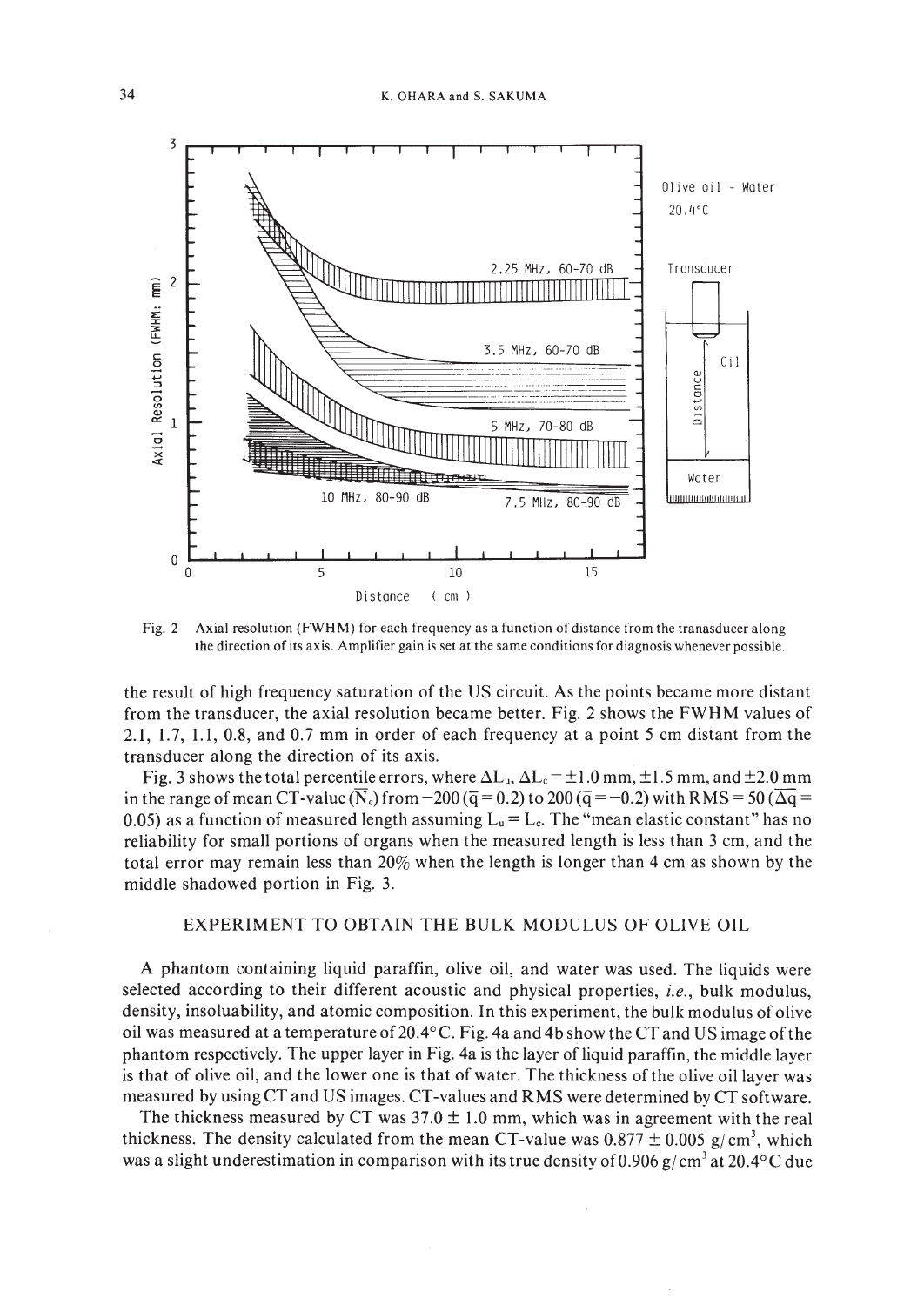Fig. 2 Axial resolution (FWHM) for each frequency as a function of distance from the tranasducer along the direction of its axis. Amplifier gain is set at the same conditions for diagnosis whenever possible.

the result of high frequency saturation of the US circuit. As the points became more distant from the transducer, the axial resolution became better. Fig. 2 shows the FWHM values of 2.1, 1.7, 1.1, 0.8, and 0.7 mm in order of each frequency at a point 5 cm distant from the transducer along the direction of its axis.

Fig. 3 shows the total percentile errors, where $\Delta L_u$, $\Delta L_c = \pm 1.0$ mm, $\pm 1.5$ mm, and $\pm 2.0$ mm in the range of mean CT-value ($\overline{N}_c$) from $-200$ ($\overline{q} = 0.2$) to $200$ ($\overline{q} = -0.2$) with RMS $= 50$ ($\overline{\Delta q} = 0.05$) as a function of measured length assuming $L_u = L_c$. The "mean elastic constant" has no reliability for small portions of organs when the measured length is less than 3 cm, and the total error may remain less than 20% when the length is longer than 4 cm as shown by the middle shadowed portion in Fig. 3.

## EXPERIMENT TO OBTAIN THE BULK MODULUS OF OLIVE OIL

A phantom containing liquid paraffin, olive oil, and water was used. The liquids were selected according to their different acoustic and physical properties, *i.e.*, bulk modulus, density, insoluability, and atomic composition. In this experiment, the bulk modulus of olive oil was measured at a temperature of 20.4°C. Fig. 4a and 4b show the CT and US image of the phantom respectively. The upper layer in Fig. 4a is the layer of liquid paraffin, the middle layer is that of olive oil, and the lower one is that of water. The thickness of the olive oil layer was measured by using CT and US images. CT-values and RMS were determined by CT software.

The thickness measured by CT was $37.0 \pm 1.0$ mm, which was in agreement with the real thickness. The density calculated from the mean CT-value was $0.877 \pm 0.005$ g/cm$^3$, which was a slight underestimation in comparison with its true density of 0.906 g/cm$^3$ at 20.4°C due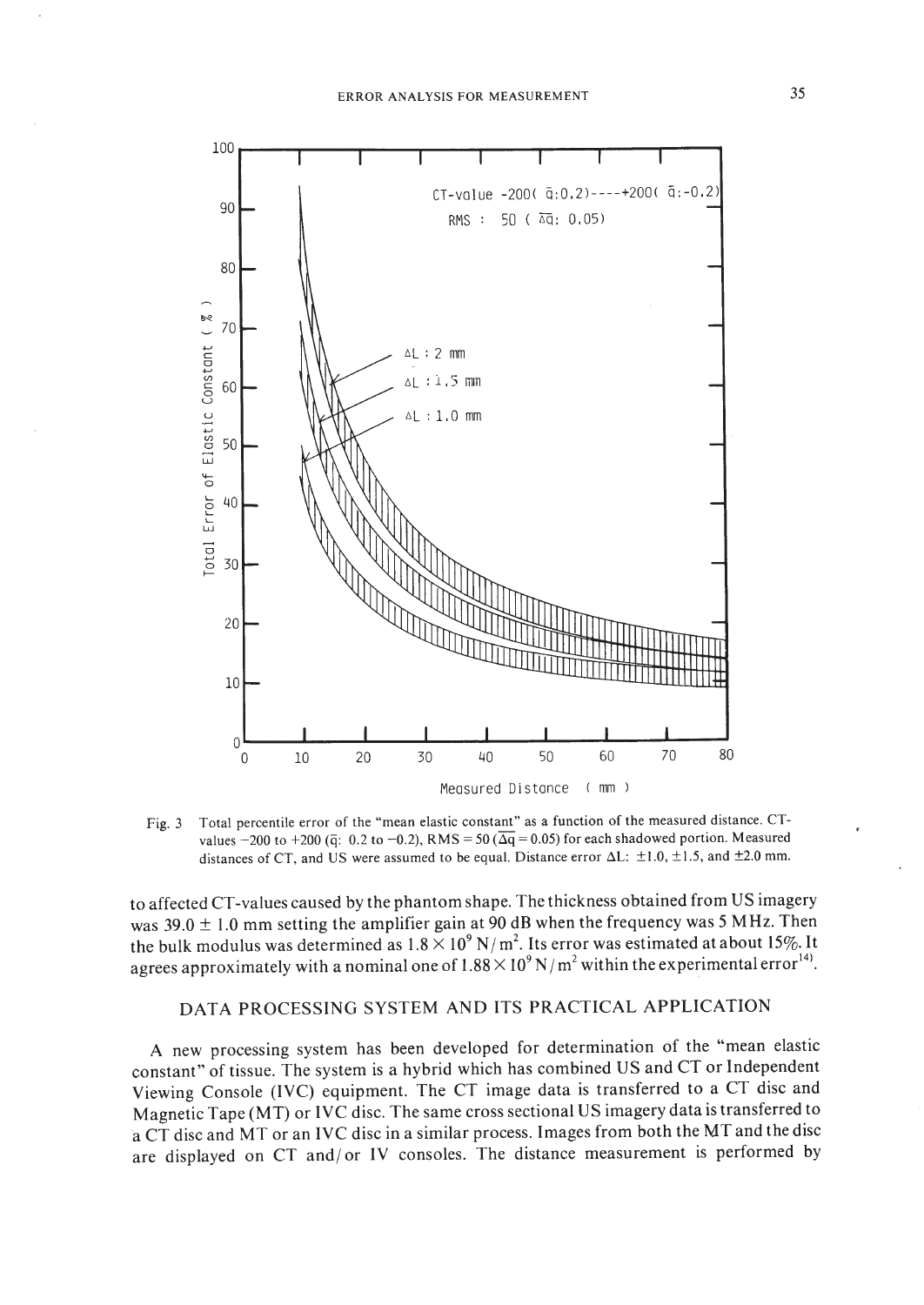Fig. 3 Total percentile error of the "mean elastic constant" as a function of the measured distance. CT-values −200 to +200 ($\bar{q}$: 0.2 to −0.2), RMS = 50 ($\overline{\Delta q}$ = 0.05) for each shadowed portion. Measured distances of CT, and US were assumed to be equal. Distance error ΔL: ±1.0, ±1.5, and ±2.0 mm.

to affected CT-values caused by the phantom shape. The thickness obtained from US imagery was 39.0 ± 1.0 mm setting the amplifier gain at 90 dB when the frequency was 5 MHz. Then the bulk modulus was determined as $1.8 \times 10^9$ N/m$^2$. Its error was estimated at about 15%. It agrees approximately with a nominal one of $1.88 \times 10^9$ N/m$^2$ within the experimental error[14].

## DATA PROCESSING SYSTEM AND ITS PRACTICAL APPLICATION

A new processing system has been developed for determination of the "mean elastic constant" of tissue. The system is a hybrid which has combined US and CT or Independent Viewing Console (IVC) equipment. The CT image data is transferred to a CT disc and Magnetic Tape (MT) or IVC disc. The same cross sectional US imagery data is transferred to a CT disc and MT or an IVC disc in a similar process. Images from both the MT and the disc are displayed on CT and/or IV consoles. The distance measurement is performed by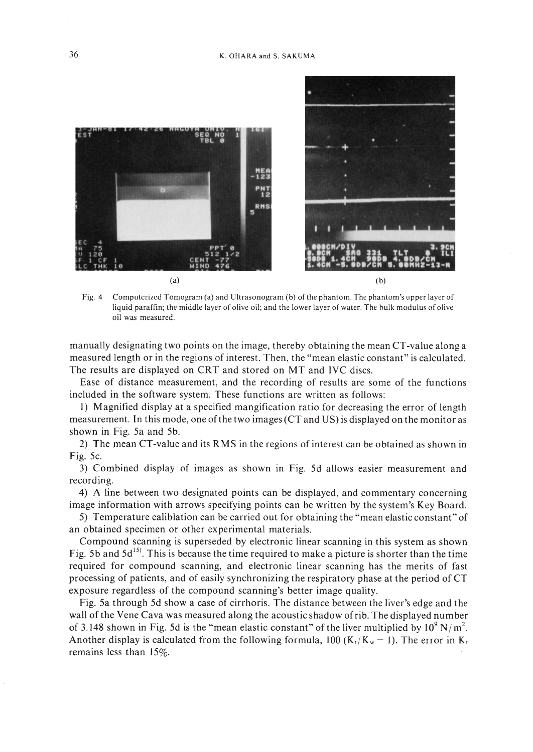Fig. 4 Computerized Tomogram (a) and Ultrasonogram (b) of the phantom. The phantom's upper layer of liquid paraffin; the middle layer of olive oil; and the lower layer of water. The bulk modulus of olive oil was measured.

manually designating two points on the image, thereby obtaining the mean CT-value along a measured length or in the regions of interest. Then, the "mean elastic constant" is calculated. The results are displayed on CRT and stored on MT and IVC discs.

Ease of distance measurement, and the recording of results are some of the functions included in the software system. These functions are written as follows:

1) Magnified display at a specified mangification ratio for decreasing the error of length measurement. In this mode, one of the two images (CT and US) is displayed on the monitor as shown in Fig. 5a and 5b.

2) The mean CT-value and its RMS in the regions of interest can be obtained as shown in Fig. 5c.

3) Combined display of images as shown in Fig. 5d allows easier measurement and recording.

4) A line between two designated points can be displayed, and commentary concerning image information with arrows specifying points can be written by the system's Key Board.

5) Temperature caliblation can be carried out for obtaining the "mean elastic constant" of an obtained specimen or other experimental materials.

Compound scanning is superseded by electronic linear scanning in this system as shown Fig. 5b and 5d[15]. This is because the time required to make a picture is shorter than the time required for compound scanning, and electronic linear scanning has the merits of fast processing of patients, and of easily synchronizing the respiratory phase at the period of CT exposure regardless of the compound scanning's better image quality.

Fig. 5a through 5d show a case of cirrhoris. The distance between the liver's edge and the wall of the Vene Cava was measured along the acoustic shadow of rib. The displayed number of 3.148 shown in Fig. 5d is the "mean elastic constant" of the liver multiplied by $10^9$ N/m$^2$. Another display is calculated from the following formula, $100\,(K_t/K_w - 1)$. The error in $K_t$ remains less than 15%.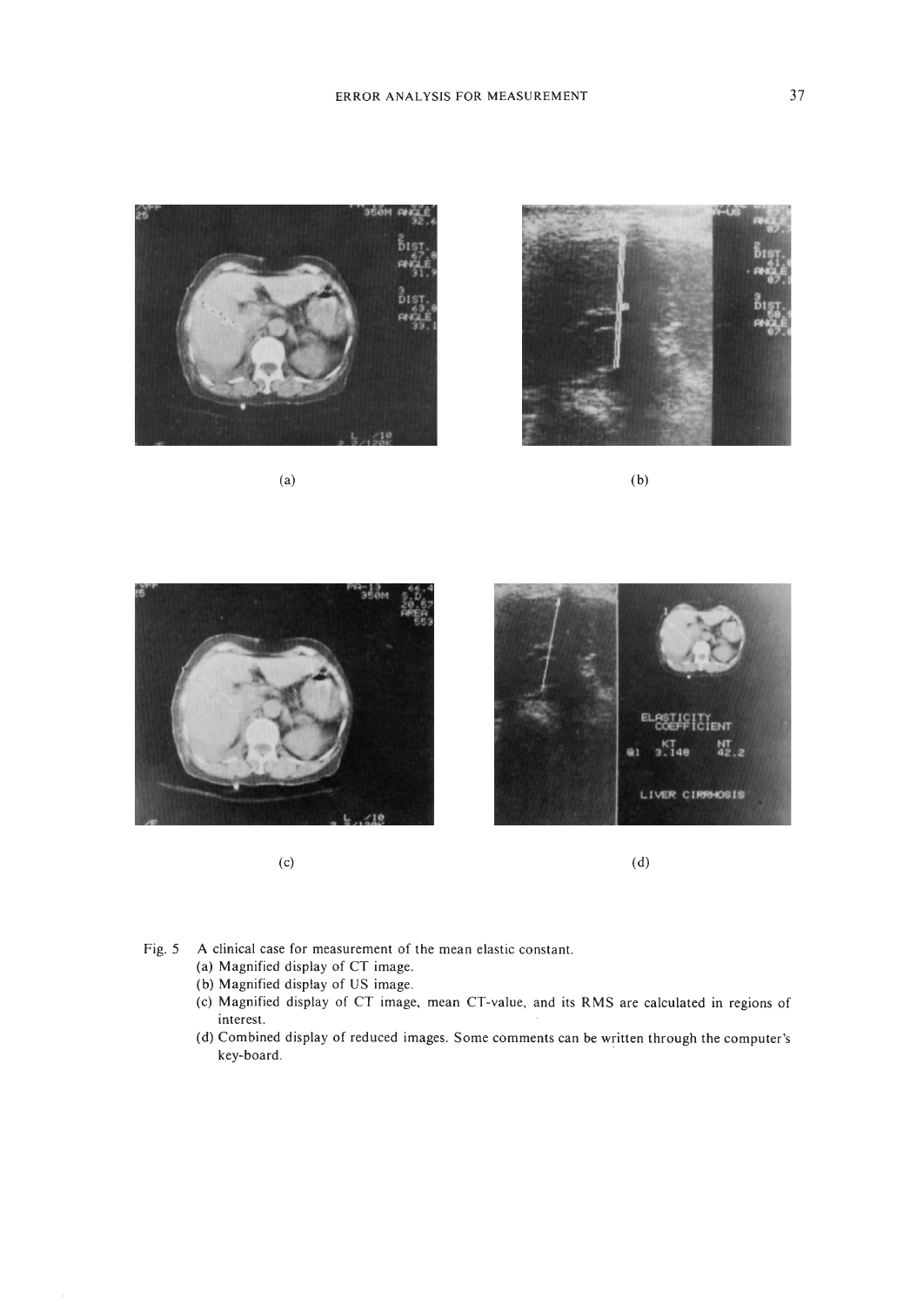(a)

(b)

(c)

(d)

Fig. 5 A clinical case for measurement of the mean elastic constant.
(a) Magnified display of CT image.
(b) Magnified display of US image.
(c) Magnified display of CT image, mean CT-value, and its RMS are calculated in regions of interest.
(d) Combined display of reduced images. Some comments can be written through the computer's key-board.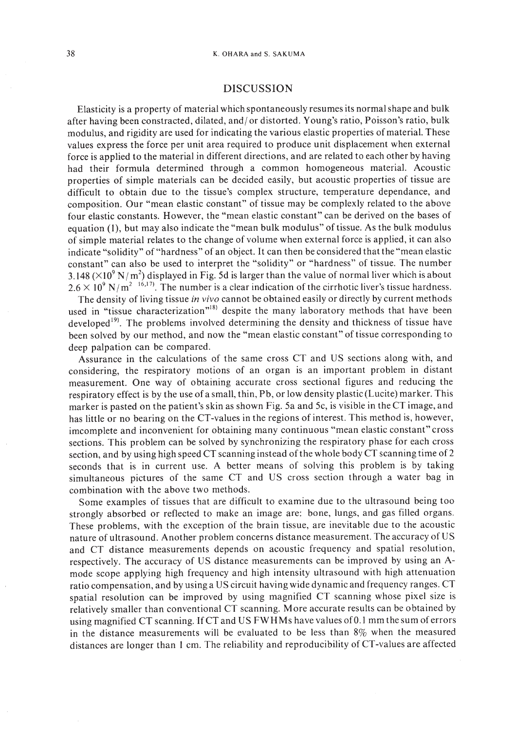## DISCUSSION

Elasticity is a property of material which spontaneously resumes its normal shape and bulk after having been constracted, dilated, and/or distorted. Young's ratio, Poisson's ratio, bulk modulus, and rigidity are used for indicating the various elastic properties of material. These values express the force per unit area required to produce unit displacement when external force is applied to the material in different directions, and are related to each other by having had their formula determined through a common homogeneous material. Acoustic properties of simple materials can be decided easily, but acoustic properties of tissue are difficult to obtain due to the tissue's complex structure, temperature dependance, and composition. Our "mean elastic constant" of tissue may be complexly related to the above four elastic constants. However, the "mean elastic constant" can be derived on the bases of equation (1), but may also indicate the "mean bulk modulus" of tissue. As the bulk modulus of simple material relates to the change of volume when external force is applied, it can also indicate "solidity" of "hardness" of an object. It can then be considered that the "mean elastic constant" can also be used to interpret the "solidity" or "hardness" of tissue. The number 3.148 ($\times 10^9$ N/m$^2$) displayed in Fig. 5d is larger than the value of normal liver which is about $2.6 \times 10^9$ N/m$^2$ [16,17]. The number is a clear indication of the cirrhotic liver's tissue hardness.

The density of living tissue *in vivo* cannot be obtained easily or directly by current methods used in "tissue characterization"[18] despite the many laboratory methods that have been developed[19]. The problems involved determining the density and thickness of tissue have been solved by our method, and now the "mean elastic constant" of tissue corresponding to deep palpation can be compared.

Assurance in the calculations of the same cross CT and US sections along with, and considering, the respiratory motions of an organ is an important problem in distant measurement. One way of obtaining accurate cross sectional figures and reducing the respiratory effect is by the use of a small, thin, Pb, or low density plastic (Lucite) marker. This marker is pasted on the patient's skin as shown Fig. 5a and 5c, is visible in the CT image, and has little or no bearing on the CT-values in the regions of interest. This method is, however, imcomplete and inconvenient for obtaining many continuous "mean elastic constant" cross sections. This problem can be solved by synchronizing the respiratory phase for each cross section, and by using high speed CT scanning instead of the whole body CT scanning time of 2 seconds that is in current use. A better means of solving this problem is by taking simultaneous pictures of the same CT and US cross section through a water bag in combination with the above two methods.

Some examples of tissues that are difficult to examine due to the ultrasound being too strongly absorbed or reflected to make an image are: bone, lungs, and gas filled organs. These problems, with the exception of the brain tissue, are inevitable due to the acoustic nature of ultrasound. Another problem concerns distance measurement. The accuracy of US and CT distance measurements depends on acoustic frequency and spatial resolution, respectively. The accuracy of US distance measurements can be improved by using an A-mode scope applying high frequency and high intensity ultrasound with high attenuation ratio compensation, and by using a US circuit having wide dynamic and frequency ranges. CT spatial resolution can be improved by using magnified CT scanning whose pixel size is relatively smaller than conventional CT scanning. More accurate results can be obtained by using magnified CT scanning. If CT and US FWHMs have values of 0.1 mm the sum of errors in the distance measurements will be evaluated to be less than 8% when the measured distances are longer than 1 cm. The reliability and reproducibility of CT-values are affected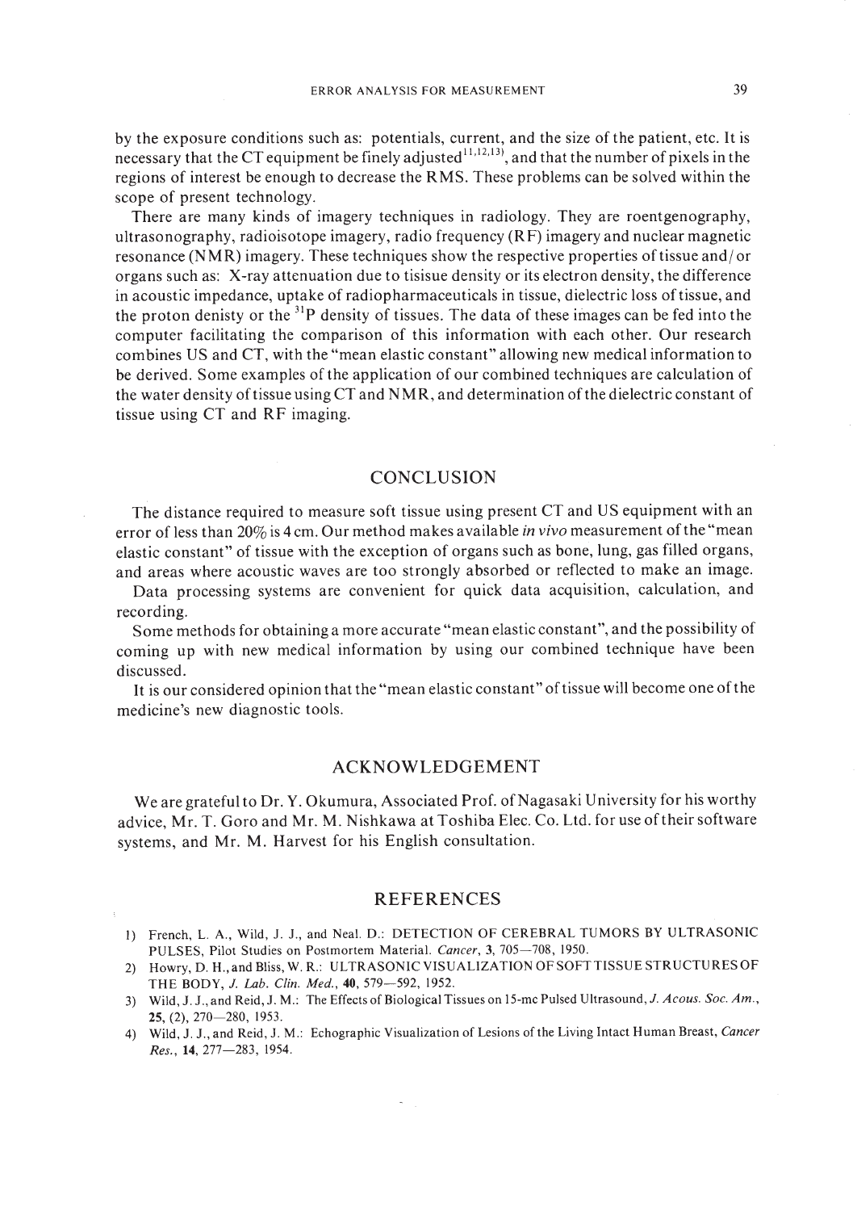by the exposure conditions such as: potentials, current, and the size of the patient, etc. It is necessary that the CT equipment be finely adjusted[11,12,13], and that the number of pixels in the regions of interest be enough to decrease the RMS. These problems can be solved within the scope of present technology.

There are many kinds of imagery techniques in radiology. They are roentgenography, ultrasonography, radioisotope imagery, radio frequency (RF) imagery and nuclear magnetic resonance (NMR) imagery. These techniques show the respective properties of tissue and/or organs such as: X-ray attenuation due to tisisue density or its electron density, the difference in acoustic impedance, uptake of radiopharmaceuticals in tissue, dielectric loss of tissue, and the proton denisty or the $^{31}P$ density of tissues. The data of these images can be fed into the computer facilitating the comparison of this information with each other. Our research combines US and CT, with the "mean elastic constant" allowing new medical information to be derived. Some examples of the application of our combined techniques are calculation of the water density of tissue using CT and NMR, and determination of the dielectric constant of tissue using CT and RF imaging.

## CONCLUSION

The distance required to measure soft tissue using present CT and US equipment with an error of less than 20% is 4 cm. Our method makes available *in vivo* measurement of the "mean elastic constant" of tissue with the exception of organs such as bone, lung, gas filled organs, and areas where acoustic waves are too strongly absorbed or reflected to make an image.

Data processing systems are convenient for quick data acquisition, calculation, and recording.

Some methods for obtaining a more accurate "mean elastic constant", and the possibility of coming up with new medical information by using our combined technique have been discussed.

It is our considered opinion that the "mean elastic constant" of tissue will become one of the medicine's new diagnostic tools.

## ACKNOWLEDGEMENT

We are grateful to Dr. Y. Okumura, Associated Prof. of Nagasaki University for his worthy advice, Mr. T. Goro and Mr. M. Nishkawa at Toshiba Elec. Co. Ltd. for use of their software systems, and Mr. M. Harvest for his English consultation.

## REFERENCES

1) French, L. A., Wild, J. J., and Neal. D.: DETECTION OF CEREBRAL TUMORS BY ULTRASONIC PULSES, Pilot Studies on Postmortem Material. *Cancer*, **3**, 705—708, 1950.
2) Howry, D. H., and Bliss, W. R.: ULTRASONIC VISUALIZATION OF SOFT TISSUE STRUCTURES OF THE BODY, *J. Lab. Clin. Med.*, **40**, 579—592, 1952.
3) Wild, J. J., and Reid, J. M.: The Effects of Biological Tissues on 15-mc Pulsed Ultrasound, *J. Acous. Soc. Am.*, **25**, (2), 270—280, 1953.
4) Wild, J. J., and Reid, J. M.: Echographic Visualization of Lesions of the Living Intact Human Breast, *Cancer Res.*, **14**, 277—283, 1954.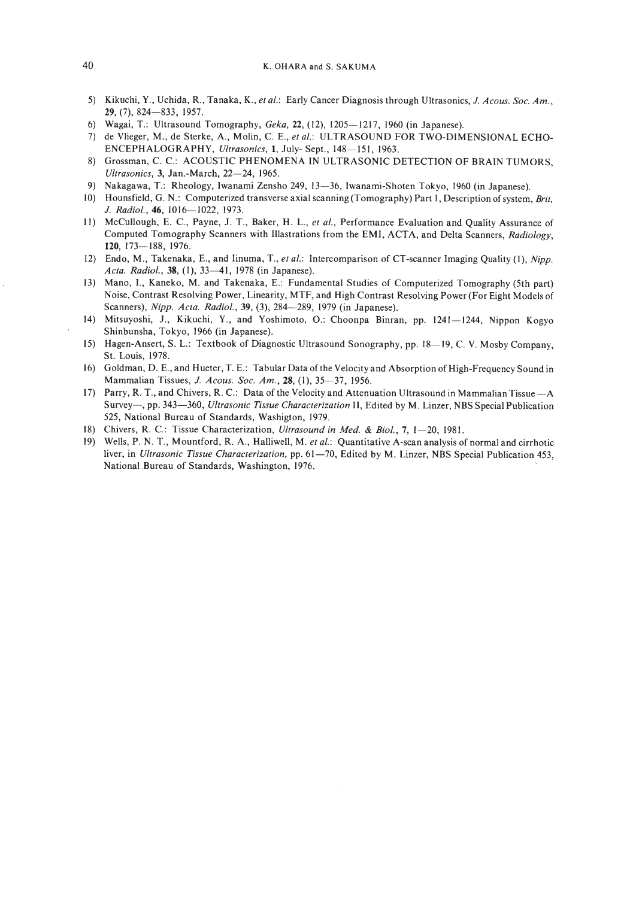5) Kikuchi, Y., Uchida, R., Tanaka, K., *et al.*: Early Cancer Diagnosis through Ultrasonics, *J. Acous. Soc. Am.*, **29**, (7), 824—833, 1957.
6) Wagai, T.: Ultrasound Tomography, *Geka*, **22**, (12), 1205—1217, 1960 (in Japanese).
7) de Vlieger, M., de Sterke, A., Molin, C. E., *et al.*: ULTRASOUND FOR TWO-DIMENSIONAL ECHO-ENCEPHALOGRAPHY, *Ultrasonics*, **1**, July- Sept., 148—151, 1963.
8) Grossman, C. C.: ACOUSTIC PHENOMENA IN ULTRASONIC DETECTION OF BRAIN TUMORS, *Ultrasonics*, **3**, Jan.-March, 22—24, 1965.
9) Nakagawa, T.: Rheology, Iwanami Zensho 249, 13—36, Iwanami-Shoten Tokyo, 1960 (in Japanese).
10) Hounsfield, G. N.: Computerized transverse axial scanning (Tomography) Part 1, Description of system, *Brit, J. Radiol.*, **46**, 1016—1022, 1973.
11) McCullough, E. C., Payne, J. T., Baker, H. L., *et al.*, Performance Evaluation and Quality Assurance of Computed Tomography Scanners with Illustrations from the EMI, ACTA, and Delta Scanners, *Radiology*, **120**, 173—188, 1976.
12) Endo, M., Takenaka, E., and Iinuma, T., *et al.*: Intercomparison of CT-scanner Imaging Quality (1), *Nipp. Acta. Radiol.*, **38**, (1), 33—41, 1978 (in Japanese).
13) Mano, I., Kaneko, M. and Takenaka, E.: Fundamental Studies of Computerized Tomography (5th part) Noise, Contrast Resolving Power, Linearity, MTF, and High Contrast Resolving Power (For Eight Models of Scanners), *Nipp. Acta. Radiol.*, **39**, (3), 284—289, 1979 (in Japanese).
14) Mitsuyoshi, J., Kikuchi, Y., and Yoshimoto, O.: Choonpa Binran, pp. 1241—1244, Nippon Kogyo Shinbunsha, Tokyo, 1966 (in Japanese).
15) Hagen-Ansert, S. L.: Textbook of Diagnostic Ultrasound Sonography, pp. 18—19, C. V. Mosby Company, St. Louis, 1978.
16) Goldman, D. E., and Hueter, T. E.: Tabular Data of the Velocity and Absorption of High-Frequency Sound in Mammalian Tissues, *J. Acous. Soc. Am.*, **28**, (1), 35—37, 1956.
17) Parry, R. T., and Chivers, R. C.: Data of the Velocity and Attenuation Ultrasound in Mammalian Tissue—A Survey—, pp. 343—360, *Ultrasonic Tissue Characterization* II, Edited by M. Linzer, NBS Special Publication 525, National Bureau of Standards, Washigton, 1979.
18) Chivers, R. C.: Tissue Characterization, *Ultrasound in Med. & Biol.*, **7**, 1—20, 1981.
19) Wells, P. N. T., Mountford, R. A., Halliwell, M. *et al.*: Quantitative A-scan analysis of normal and cirrhotic liver, in *Ultrasonic Tissue Characterization*, pp. 61—70, Edited by M. Linzer, NBS Special Publication 453, National Bureau of Standards, Washington, 1976.